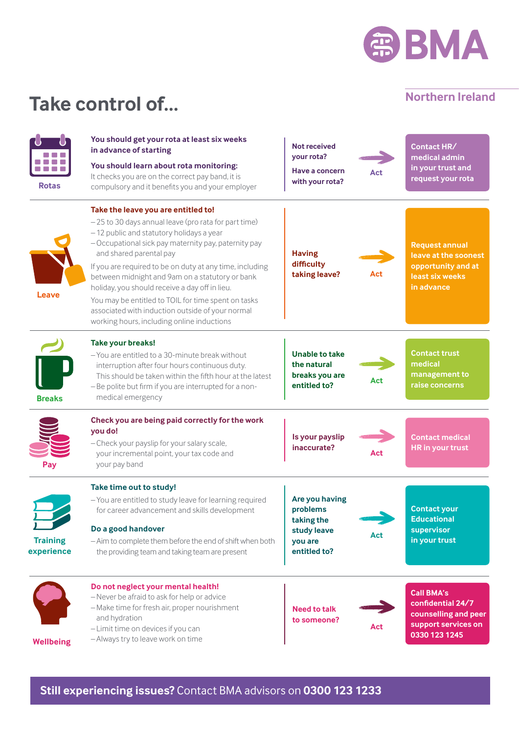BMA

Northern Ireland

# Take control of...

## Rotas

**You should get your rota at least six weeks in advance of starting**

**You should learn about rota monitoring:**
It checks you are on the correct pay band, it is compulsory and it benefits you and your employer

**Not received your rota?**

**Have a concern with your rota?**

**Act** → **Contact HR/ medical admin in your trust and request your rota**

## Leave

**Take the leave you are entitled to!**

- 25 to 30 days annual leave (pro rata for part time)
- 12 public and statutory holidays a year
- Occupational sick pay maternity pay, paternity pay and shared parental pay

If you are required to be on duty at any time, including between midnight and 9am on a statutory or bank holiday, you should receive a day off in lieu.

You may be entitled to TOIL for time spent on tasks associated with induction outside of your normal working hours, including online inductions

**Having difficulty taking leave?**

**Act** → **Request annual leave at the soonest opportunity and at least six weeks in advance**

## Breaks

**Take your breaks!**

- You are entitled to a 30-minute break without interruption after four hours continuous duty. This should be taken within the fifth hour at the latest
- Be polite but firm if you are interrupted for a non-medical emergency

**Unable to take the natural breaks you are entitled to?**

**Act** → **Contact trust medical management to raise concerns**

## Pay

**Check you are being paid correctly for the work you do!**

- Check your payslip for your salary scale, your incremental point, your tax code and your pay band

**Is your payslip inaccurate?**

**Act** → **Contact medical HR in your trust**

## Training experience

**Take time out to study!**

- You are entitled to study leave for learning required for career advancement and skills development

**Do a good handover**

- Aim to complete them before the end of shift when both the providing team and taking team are present

**Are you having problems taking the study leave you are entitled to?**

**Act** → **Contact your Educational supervisor in your trust**

## Wellbeing

**Do not neglect your mental health!**

- Never be afraid to ask for help or advice
- Make time for fresh air, proper nourishment and hydration
- Limit time on devices if you can
- Always try to leave work on time

**Need to talk to someone?**

**Act** → **Call BMA's confidential 24/7 counselling and peer support services on 0330 123 1245**

**Still experiencing issues?** Contact BMA advisors on **0300 123 1233**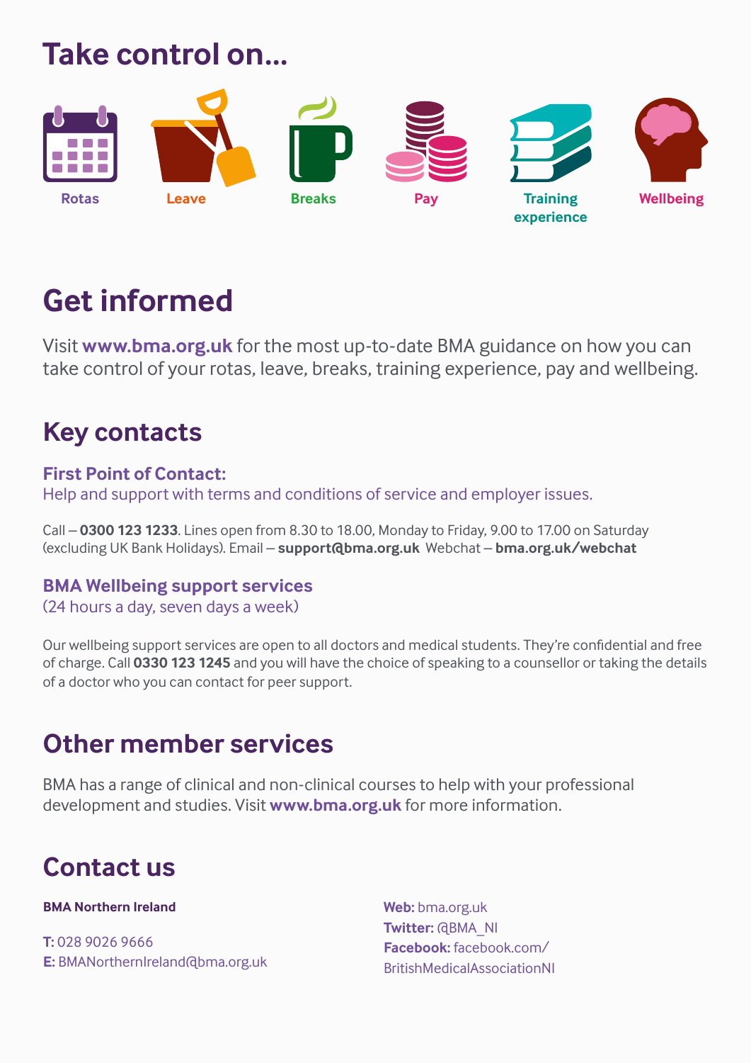# Take control on...

Rotas

Leave

Breaks

Pay

Training experience

Wellbeing

# Get informed

Visit **www.bma.org.uk** for the most up-to-date BMA guidance on how you can take control of your rotas, leave, breaks, training experience, pay and wellbeing.

## Key contacts

### First Point of Contact:

Help and support with terms and conditions of service and employer issues.

Call – **0300 123 1233**. Lines open from 8.30 to 18.00, Monday to Friday, 9.00 to 17.00 on Saturday (excluding UK Bank Holidays). Email – **support@bma.org.uk** Webchat – **bma.org.uk/webchat**

### BMA Wellbeing support services

(24 hours a day, seven days a week)

Our wellbeing support services are open to all doctors and medical students. They're confidential and free of charge. Call **0330 123 1245** and you will have the choice of speaking to a counsellor or taking the details of a doctor who you can contact for peer support.

## Other member services

BMA has a range of clinical and non-clinical courses to help with your professional development and studies. Visit **www.bma.org.uk** for more information.

## Contact us

**BMA Northern Ireland**

**T:** 028 9026 9666
**E:** BMANorthernIreland@bma.org.uk

**Web:** bma.org.uk
**Twitter:** @BMA_NI
**Facebook:** facebook.com/BritishMedicalAssociationNI